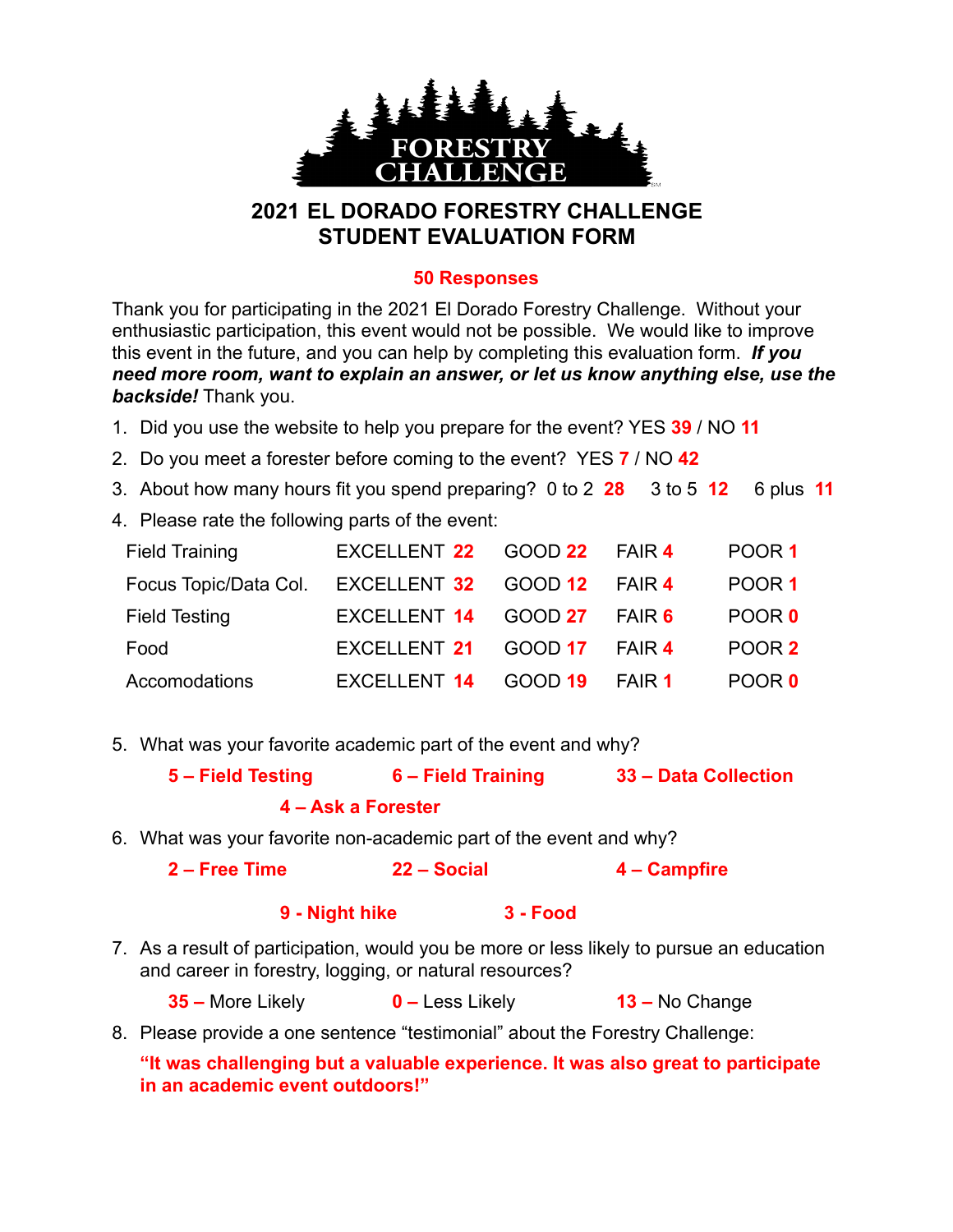FORESTRY CHALLENGE

# 2021 EL DORADO FORESTRY CHALLENGE
# STUDENT EVALUATION FORM

**50 Responses**

Thank you for participating in the 2021 El Dorado Forestry Challenge. Without your enthusiastic participation, this event would not be possible. We would like to improve this event in the future, and you can help by completing this evaluation form. ***If you need more room, want to explain an answer, or let us know anything else, use the backside!*** Thank you.

1. Did you use the website to help you prepare for the event? YES **39** / NO **11**
2. Do you meet a forester before coming to the event? YES **7** / NO **42**
3. About how many hours fit you spend preparing? 0 to 2 **28** 3 to 5 **12** 6 plus **11**
4. Please rate the following parts of the event:

| | | | | |
|---|---|---|---|---|
| Field Training | EXCELLENT **22** | GOOD **22** | FAIR **4** | POOR **1** |
| Focus Topic/Data Col. | EXCELLENT **32** | GOOD **12** | FAIR **4** | POOR **1** |
| Field Testing | EXCELLENT **14** | GOOD **27** | FAIR **6** | POOR **0** |
| Food | EXCELLENT **21** | GOOD **17** | FAIR **4** | POOR **2** |
| Accomodations | EXCELLENT **14** | GOOD **19** | FAIR **1** | POOR **0** |

5. What was your favorite academic part of the event and why?

   **5 – Field Testing** **6 – Field Training** **33 – Data Collection**

   **4 – Ask a Forester**

6. What was your favorite non-academic part of the event and why?

   **2 – Free Time** **22 – Social** **4 – Campfire**

   **9 - Night hike** **3 - Food**

7. As a result of participation, would you be more or less likely to pursue an education and career in forestry, logging, or natural resources?

   **35 –** More Likely **0 –** Less Likely **13 –** No Change

8. Please provide a one sentence "testimonial" about the Forestry Challenge:

   **"It was challenging but a valuable experience. It was also great to participate in an academic event outdoors!"**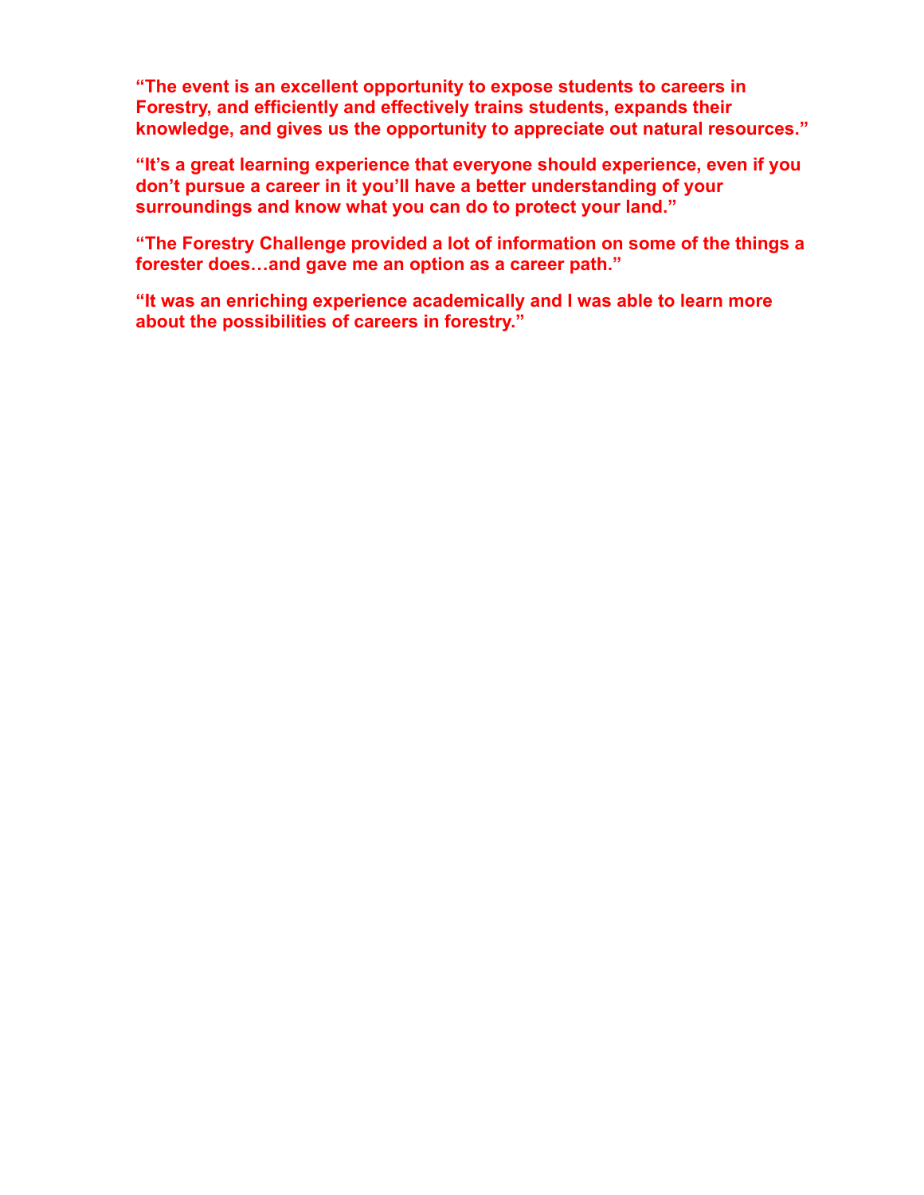**“The event is an excellent opportunity to expose students to careers in Forestry, and efficiently and effectively trains students, expands their knowledge, and gives us the opportunity to appreciate out natural resources.”**

**“It’s a great learning experience that everyone should experience, even if you don’t pursue a career in it you’ll have a better understanding of your surroundings and know what you can do to protect your land.”**

**“The Forestry Challenge provided a lot of information on some of the things a forester does…and gave me an option as a career path.”**

**“It was an enriching experience academically and I was able to learn more about the possibilities of careers in forestry.”**